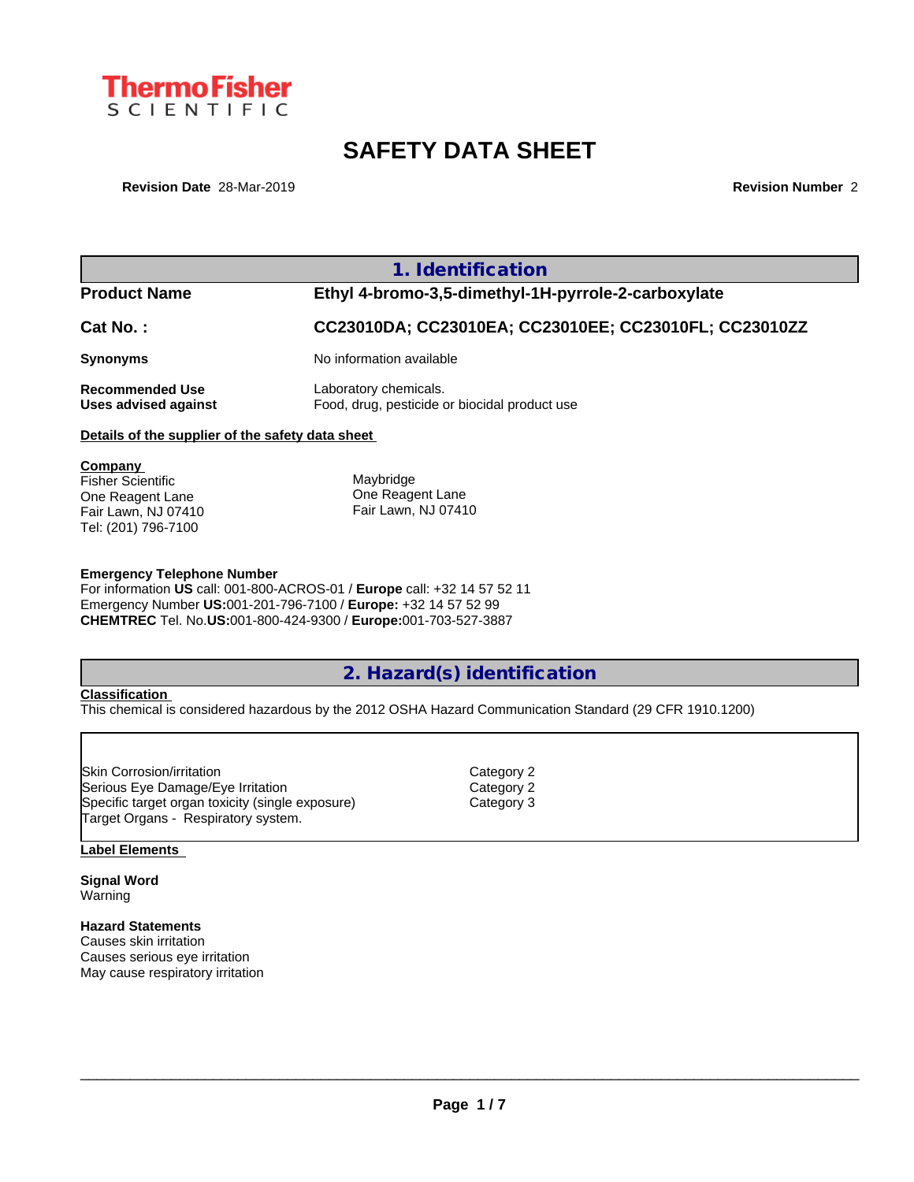ThermoFisher SCIENTIFIC

# SAFETY DATA SHEET

**Revision Date** 28-Mar-2019 **Revision Number** 2

## 1. Identification

| | |
|---|---|
| **Product Name** | **Ethyl 4-bromo-3,5-dimethyl-1H-pyrrole-2-carboxylate** |
| **Cat No. :** | **CC23010DA; CC23010EA; CC23010EE; CC23010FL; CC23010ZZ** |
| **Synonyms** | No information available |
| **Recommended Use** | Laboratory chemicals. |
| **Uses advised against** | Food, drug, pesticide or biocidal product use |

**Details of the supplier of the safety data sheet**

**Company**
Fisher Scientific
One Reagent Lane
Fair Lawn, NJ 07410
Tel: (201) 796-7100

Maybridge
One Reagent Lane
Fair Lawn, NJ 07410

**Emergency Telephone Number**
For information **US** call: 001-800-ACROS-01 / **Europe** call: +32 14 57 52 11
Emergency Number **US:**001-201-796-7100 / **Europe:** +32 14 57 52 99
**CHEMTREC** Tel. No.**US:**001-800-424-9300 / **Europe:**001-703-527-3887

## 2. Hazard(s) identification

**Classification**
This chemical is considered hazardous by the 2012 OSHA Hazard Communication Standard (29 CFR 1910.1200)

| | |
|---|---|
| Skin Corrosion/irritation | Category 2 |
| Serious Eye Damage/Eye Irritation | Category 2 |
| Specific target organ toxicity (single exposure) | Category 3 |
| Target Organs - Respiratory system. | |

**Label Elements**

**Signal Word**
Warning

**Hazard Statements**
Causes skin irritation
Causes serious eye irritation
May cause respiratory irritation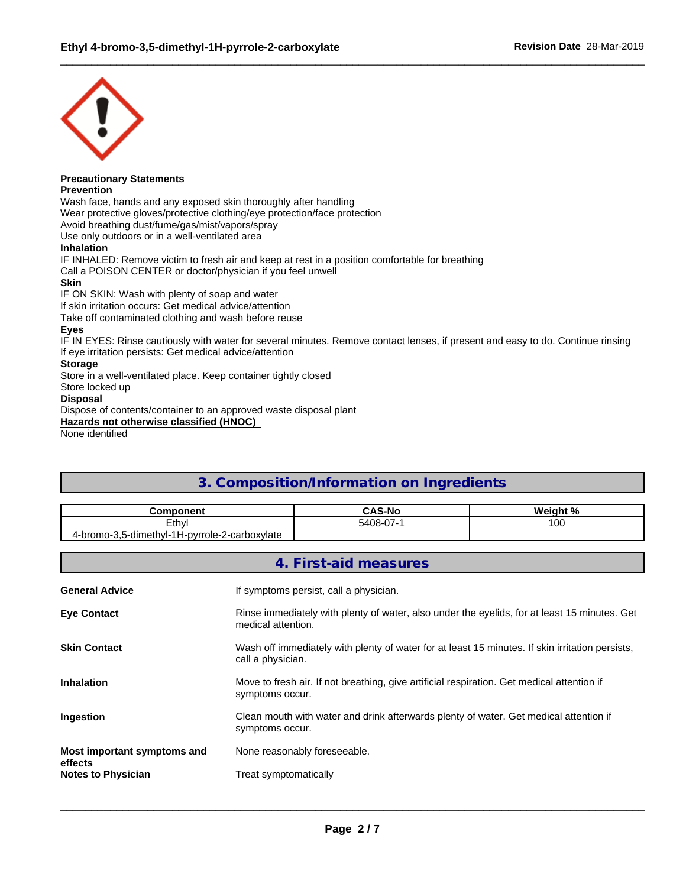**Precautionary Statements**
**Prevention**
Wash face, hands and any exposed skin thoroughly after handling
Wear protective gloves/protective clothing/eye protection/face protection
Avoid breathing dust/fume/gas/mist/vapors/spray
Use only outdoors or in a well-ventilated area
**Inhalation**
IF INHALED: Remove victim to fresh air and keep at rest in a position comfortable for breathing
Call a POISON CENTER or doctor/physician if you feel unwell
**Skin**
IF ON SKIN: Wash with plenty of soap and water
If skin irritation occurs: Get medical advice/attention
Take off contaminated clothing and wash before reuse
**Eyes**
IF IN EYES: Rinse cautiously with water for several minutes. Remove contact lenses, if present and easy to do. Continue rinsing
If eye irritation persists: Get medical advice/attention
**Storage**
Store in a well-ventilated place. Keep container tightly closed
Store locked up
**Disposal**
Dispose of contents/container to an approved waste disposal plant
**Hazards not otherwise classified (HNOC)**
None identified

## 3. Composition/Information on Ingredients

| Component | CAS-No | Weight % |
|---|---|---|
| Ethyl 4-bromo-3,5-dimethyl-1H-pyrrole-2-carboxylate | 5408-07-1 | 100 |

## 4. First-aid measures

**General Advice**: If symptoms persist, call a physician.

**Eye Contact**: Rinse immediately with plenty of water, also under the eyelids, for at least 15 minutes. Get medical attention.

**Skin Contact**: Wash off immediately with plenty of water for at least 15 minutes. If skin irritation persists, call a physician.

**Inhalation**: Move to fresh air. If not breathing, give artificial respiration. Get medical attention if symptoms occur.

**Ingestion**: Clean mouth with water and drink afterwards plenty of water. Get medical attention if symptoms occur.

**Most important symptoms and effects**: None reasonably foreseeable.

**Notes to Physician**: Treat symptomatically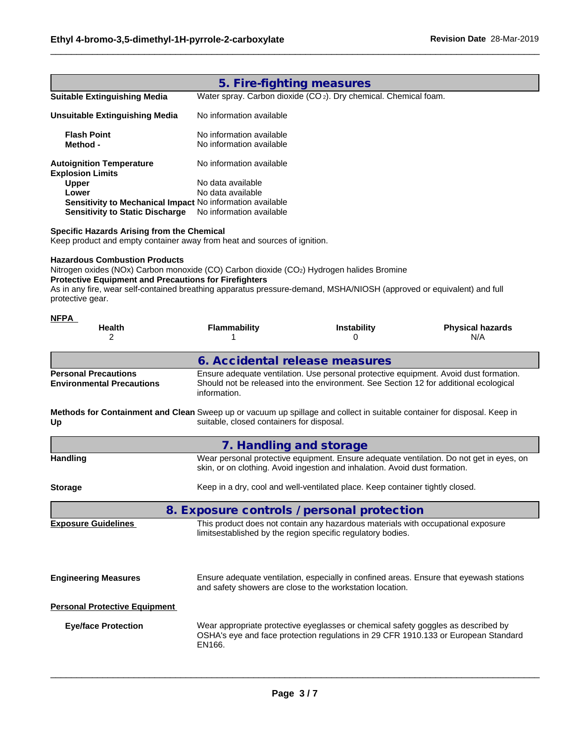## 5. Fire-fighting measures

**Suitable Extinguishing Media** Water spray. Carbon dioxide ($CO_2$). Dry chemical. Chemical foam.

**Unsuitable Extinguishing Media** No information available

**Flash Point** No information available
**Method -** No information available

**Autoignition Temperature** No information available
**Explosion Limits**
**Upper** No data available
**Lower** No data available
**Sensitivity to Mechanical Impact** No information available
**Sensitivity to Static Discharge** No information available

**Specific Hazards Arising from the Chemical**
Keep product and empty container away from heat and sources of ignition.

**Hazardous Combustion Products**
Nitrogen oxides (NOx) Carbon monoxide (CO) Carbon dioxide ($CO_2$) Hydrogen halides Bromine
**Protective Equipment and Precautions for Firefighters**
As in any fire, wear self-contained breathing apparatus pressure-demand, MSHA/NIOSH (approved or equivalent) and full protective gear.

**NFPA**

| Health | Flammability | Instability | Physical hazards |
|---|---|---|---|
| 2 | 1 | 0 | N/A |

## 6. Accidental release measures

**Personal Precautions** Ensure adequate ventilation. Use personal protective equipment. Avoid dust formation.
**Environmental Precautions** Should not be released into the environment. See Section 12 for additional ecological information.

**Methods for Containment and Clean Up** Sweep up or vacuum up spillage and collect in suitable container for disposal. Keep in suitable, closed containers for disposal.

## 7. Handling and storage

**Handling** Wear personal protective equipment. Ensure adequate ventilation. Do not get in eyes, on skin, or on clothing. Avoid ingestion and inhalation. Avoid dust formation.

**Storage** Keep in a dry, cool and well-ventilated place. Keep container tightly closed.

## 8. Exposure controls / personal protection

**Exposure Guidelines** This product does not contain any hazardous materials with occupational exposure limitsestablished by the region specific regulatory bodies.

**Engineering Measures** Ensure adequate ventilation, especially in confined areas. Ensure that eyewash stations and safety showers are close to the workstation location.

**Personal Protective Equipment**

**Eye/face Protection** Wear appropriate protective eyeglasses or chemical safety goggles as described by OSHA's eye and face protection regulations in 29 CFR 1910.133 or European Standard EN166.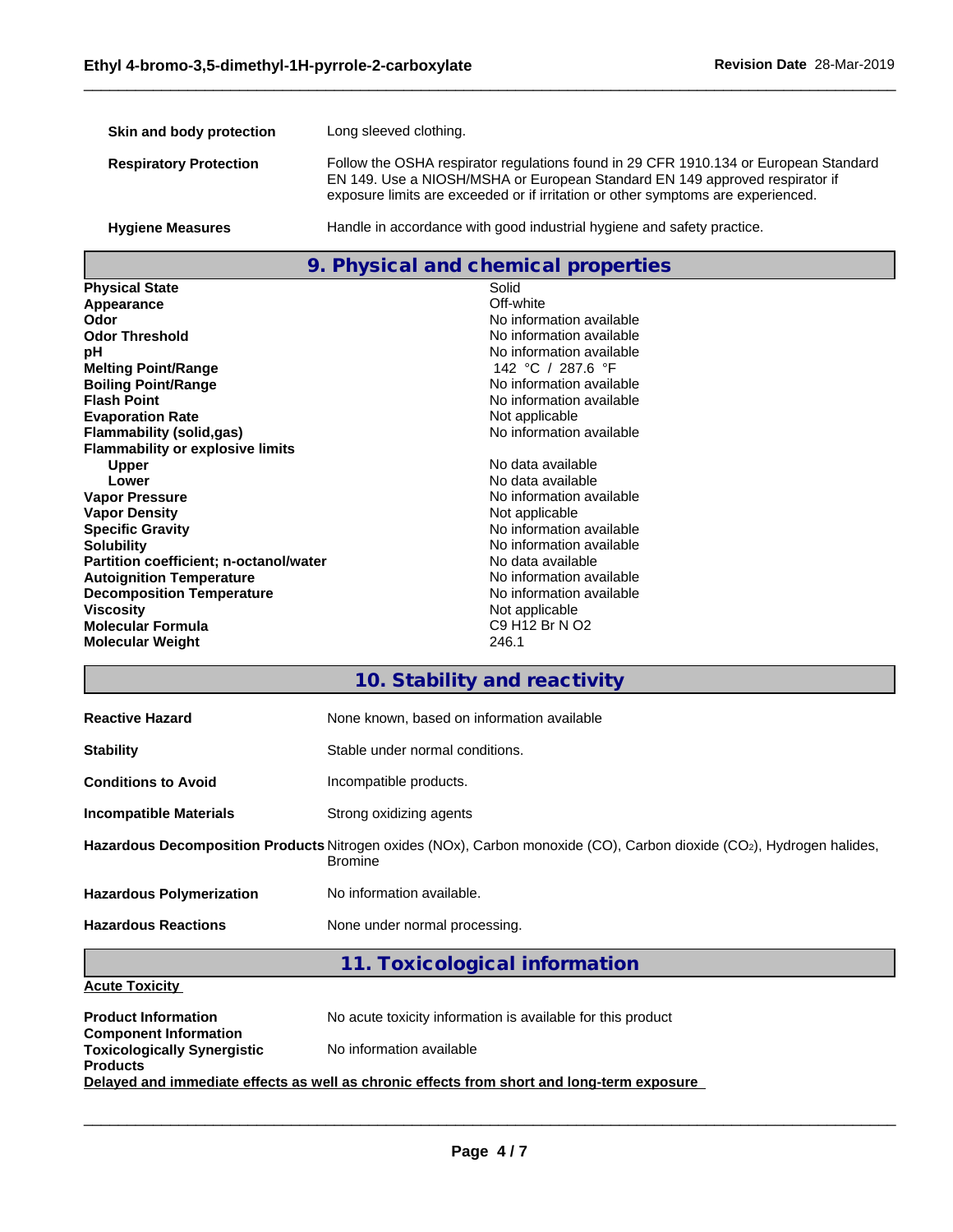| | |
|---|---|
| **Skin and body protection** | Long sleeved clothing. |
| **Respiratory Protection** | Follow the OSHA respirator regulations found in 29 CFR 1910.134 or European Standard EN 149. Use a NIOSH/MSHA or European Standard EN 149 approved respirator if exposure limits are exceeded or if irritation or other symptoms are experienced. |
| **Hygiene Measures** | Handle in accordance with good industrial hygiene and safety practice. |

## 9. Physical and chemical properties

| | |
|---|---|
| **Physical State** | Solid |
| **Appearance** | Off-white |
| **Odor** | No information available |
| **Odor Threshold** | No information available |
| **pH** | No information available |
| **Melting Point/Range** | 142 °C / 287.6 °F |
| **Boiling Point/Range** | No information available |
| **Flash Point** | No information available |
| **Evaporation Rate** | Not applicable |
| **Flammability (solid,gas)** | No information available |
| **Flammability or explosive limits** | |
| **Upper** | No data available |
| **Lower** | No data available |
| **Vapor Pressure** | No information available |
| **Vapor Density** | Not applicable |
| **Specific Gravity** | No information available |
| **Solubility** | No information available |
| **Partition coefficient; n-octanol/water** | No data available |
| **Autoignition Temperature** | No information available |
| **Decomposition Temperature** | No information available |
| **Viscosity** | Not applicable |
| **Molecular Formula** | C9 H12 Br N O2 |
| **Molecular Weight** | 246.1 |

## 10. Stability and reactivity

| | |
|---|---|
| **Reactive Hazard** | None known, based on information available |
| **Stability** | Stable under normal conditions. |
| **Conditions to Avoid** | Incompatible products. |
| **Incompatible Materials** | Strong oxidizing agents |
| **Hazardous Decomposition Products** | Nitrogen oxides (NOx), Carbon monoxide (CO), Carbon dioxide ($CO_2$), Hydrogen halides, Bromine |
| **Hazardous Polymerization** | No information available. |
| **Hazardous Reactions** | None under normal processing. |

## 11. Toxicological information

**Acute Toxicity**

| | |
|---|---|
| **Product Information** | No acute toxicity information is available for this product |
| **Component Information** | |
| **Toxicologically Synergistic Products** | No information available |

**Delayed and immediate effects as well as chronic effects from short and long-term exposure**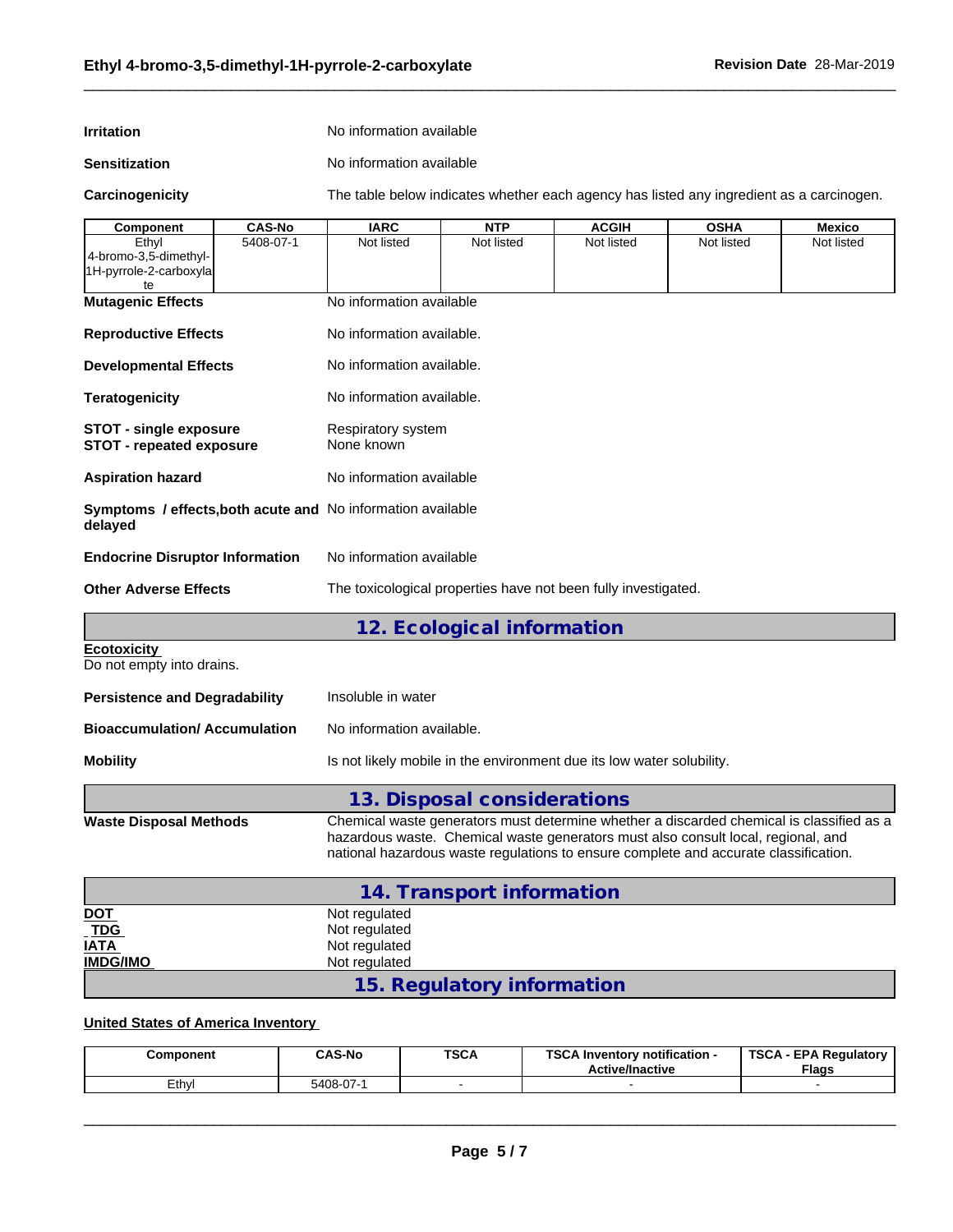**Irritation** No information available

**Sensitization** No information available

**Carcinogenicity** The table below indicates whether each agency has listed any ingredient as a carcinogen.

| Component | CAS-No | IARC | NTP | ACGIH | OSHA | Mexico |
|---|---|---|---|---|---|---|
| Ethyl 4-bromo-3,5-dimethyl-1H-pyrrole-2-carboxylate | 5408-07-1 | Not listed | Not listed | Not listed | Not listed | Not listed |

**Mutagenic Effects** No information available

**Reproductive Effects** No information available.

**Developmental Effects** No information available.

**Teratogenicity** No information available.

**STOT - single exposure** Respiratory system
**STOT - repeated exposure** None known

**Aspiration hazard** No information available

**Symptoms / effects,both acute and delayed** No information available

**Endocrine Disruptor Information** No information available

**Other Adverse Effects** The toxicological properties have not been fully investigated.

## 12. Ecological information

**Ecotoxicity**
Do not empty into drains.

**Persistence and Degradability** Insoluble in water

**Bioaccumulation/ Accumulation** No information available.

**Mobility** Is not likely mobile in the environment due its low water solubility.

## 13. Disposal considerations

**Waste Disposal Methods** Chemical waste generators must determine whether a discarded chemical is classified as a hazardous waste. Chemical waste generators must also consult local, regional, and national hazardous waste regulations to ensure complete and accurate classification.

## 14. Transport information

**DOT** Not regulated
**TDG** Not regulated
**IATA** Not regulated
**IMDG/IMO** Not regulated

## 15. Regulatory information

**United States of America Inventory**

| Component | CAS-No | TSCA | TSCA Inventory notification - Active/Inactive | TSCA - EPA Regulatory Flags |
|---|---|---|---|---|
| Ethyl | 5408-07-1 | - | - | - |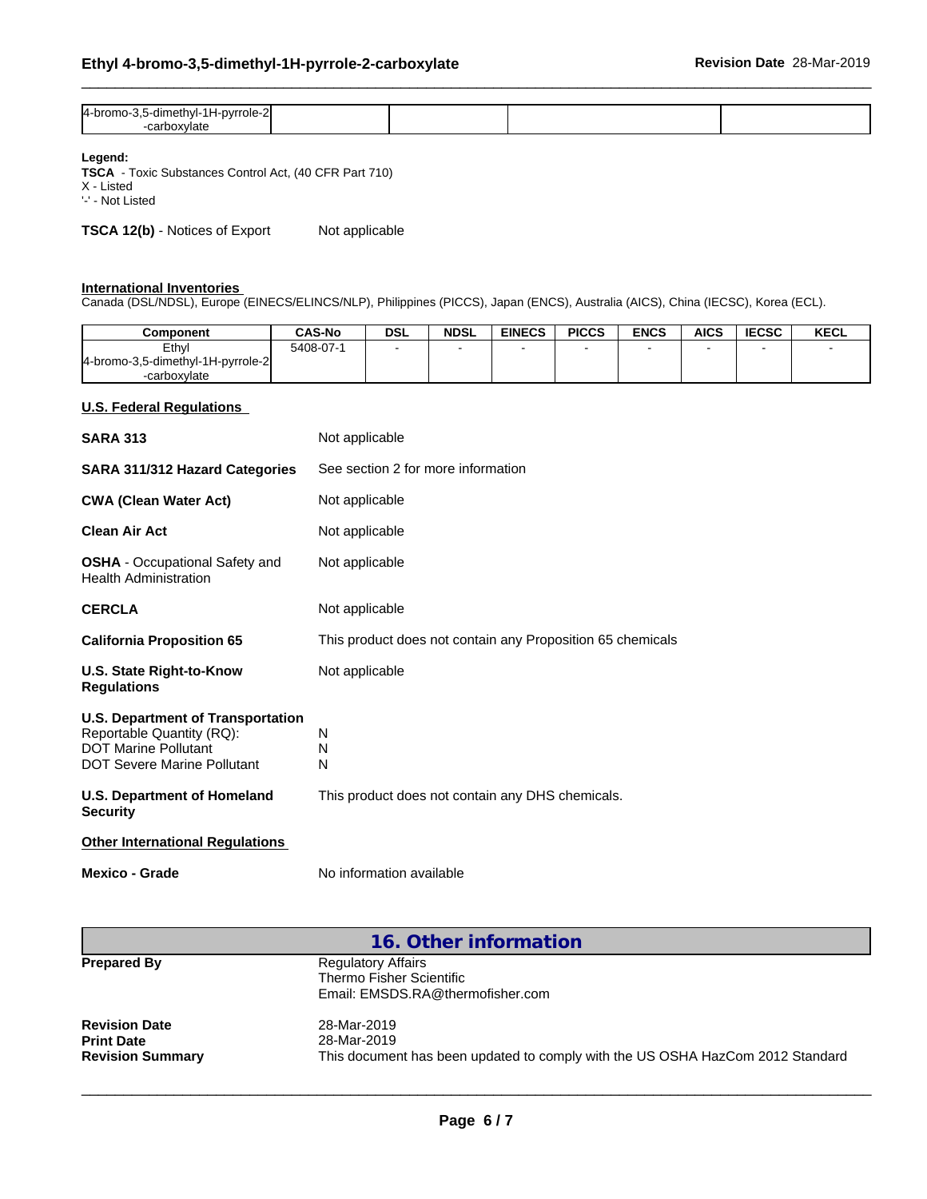| 4-bromo-3,5-dimethyl-1H-pyrrole-2-carboxylate | | | |
|---|---|---|---|

**Legend:**
**TSCA** - Toxic Substances Control Act, (40 CFR Part 710)
X - Listed
'-' - Not Listed

**TSCA 12(b)** - Notices of Export Not applicable

**International Inventories**
Canada (DSL/NDSL), Europe (EINECS/ELINCS/NLP), Philippines (PICCS), Japan (ENCS), Australia (AICS), China (IECSC), Korea (ECL).

| Component | CAS-No | DSL | NDSL | EINECS | PICCS | ENCS | AICS | IECSC | KECL |
|---|---|---|---|---|---|---|---|---|---|
| Ethyl 4-bromo-3,5-dimethyl-1H-pyrrole-2-carboxylate | 5408-07-1 | - | - | - | - | - | - | - | - |

**U.S. Federal Regulations**

**SARA 313** Not applicable

**SARA 311/312 Hazard Categories** See section 2 for more information

**CWA (Clean Water Act)** Not applicable

**Clean Air Act** Not applicable

**OSHA** - Occupational Safety and Health Administration Not applicable

**CERCLA** Not applicable

**California Proposition 65** This product does not contain any Proposition 65 chemicals

**U.S. State Right-to-Know Regulations** Not applicable

**U.S. Department of Transportation**
Reportable Quantity (RQ): N
DOT Marine Pollutant N
DOT Severe Marine Pollutant N

**U.S. Department of Homeland Security** This product does not contain any DHS chemicals.

**Other International Regulations**

**Mexico - Grade** No information available

## 16. Other information

**Prepared By** Regulatory Affairs
Thermo Fisher Scientific
Email: EMSDS.RA@thermofisher.com

**Revision Date** 28-Mar-2019
**Print Date** 28-Mar-2019
**Revision Summary** This document has been updated to comply with the US OSHA HazCom 2012 Standard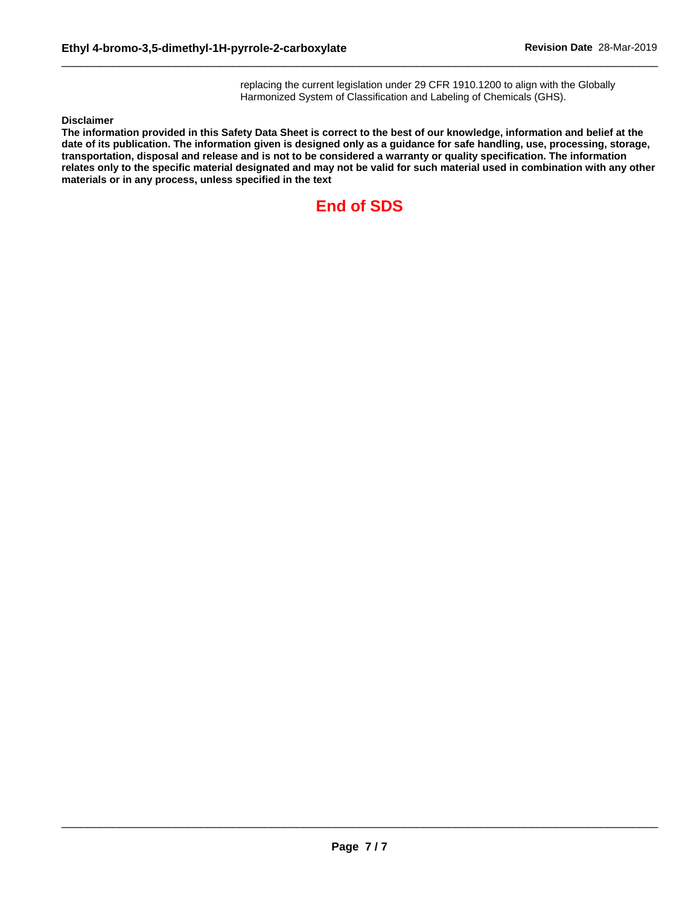replacing the current legislation under 29 CFR 1910.1200 to align with the Globally Harmonized System of Classification and Labeling of Chemicals (GHS).

**Disclaimer**

**The information provided in this Safety Data Sheet is correct to the best of our knowledge, information and belief at the date of its publication. The information given is designed only as a guidance for safe handling, use, processing, storage, transportation, disposal and release and is not to be considered a warranty or quality specification. The information relates only to the specific material designated and may not be valid for such material used in combination with any other materials or in any process, unless specified in the text**

**End of SDS**